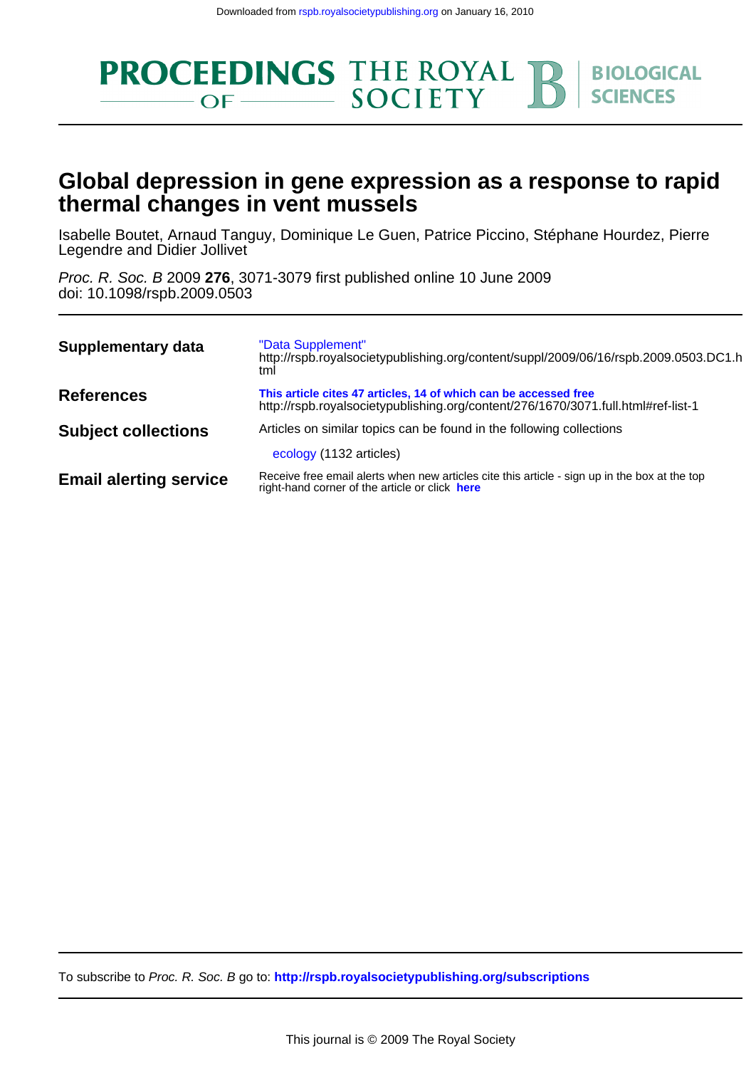Downloaded from rspb.royalsocietypublishing.org on January 16, 2010

PROCEEDINGS OF THE ROYAL SOCIETY B BIOLOGICAL SCIENCES

# Global depression in gene expression as a response to rapid thermal changes in vent mussels

Isabelle Boutet, Arnaud Tanguy, Dominique Le Guen, Patrice Piccino, Stéphane Hourdez, Pierre Legendre and Didier Jollivet

*Proc. R. Soc. B* 2009 **276**, 3071-3079 first published online 10 June 2009
doi: 10.1098/rspb.2009.0503

| | |
|---|---|
| **Supplementary data** | "Data Supplement" http://rspb.royalsocietypublishing.org/content/suppl/2009/06/16/rspb.2009.0503.DC1.html |
| **References** | **This article cites 47 articles, 14 of which can be accessed free** http://rspb.royalsocietypublishing.org/content/276/1670/3071.full.html#ref-list-1 |
| **Subject collections** | Articles on similar topics can be found in the following collections<br>ecology (1132 articles) |
| **Email alerting service** | Receive free email alerts when new articles cite this article - sign up in the box at the top right-hand corner of the article or click **here** |

To subscribe to *Proc. R. Soc. B* go to: **http://rspb.royalsocietypublishing.org/subscriptions**

This journal is © 2009 The Royal Society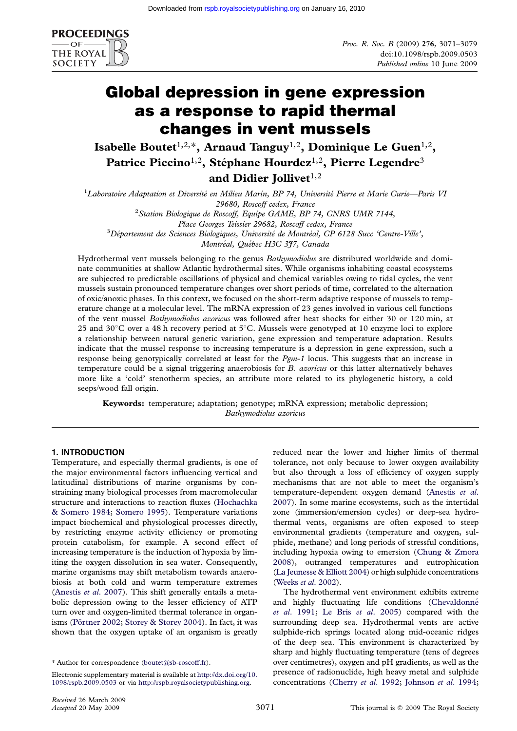# Global depression in gene expression as a response to rapid thermal changes in vent mussels

**Isabelle Boutet[1,2,*], Arnaud Tanguy[1,2], Dominique Le Guen[1,2], Patrice Piccino[1,2], Stéphane Hourdez[1,2], Pierre Legendre[3] and Didier Jollivet[1,2]**

[1]*Laboratoire Adaptation et Diversité en Milieu Marin, BP 74, Université Pierre et Marie Curie—Paris VI 29680, Roscoff cedex, France*

[2]*Station Biologique de Roscoff, Equipe GAME, BP 74, CNRS UMR 7144, Place Georges Teissier 29682, Roscoff cedex, France*

[3]*Département des Sciences Biologiques, Université de Montréal, CP 6128 Succ 'Centre-Ville', Montréal, Québec H3C 3J7, Canada*

Hydrothermal vent mussels belonging to the genus *Bathymodiolus* are distributed worldwide and dominate communities at shallow Atlantic hydrothermal sites. While organisms inhabiting coastal ecosystems are subjected to predictable oscillations of physical and chemical variables owing to tidal cycles, the vent mussels sustain pronounced temperature changes over short periods of time, correlated to the alternation of oxic/anoxic phases. In this context, we focused on the short-term adaptive response of mussels to temperature change at a molecular level. The mRNA expression of 23 genes involved in various cell functions of the vent mussel *Bathymodiolus azoricus* was followed after heat shocks for either 30 or 120 min, at 25 and 30°C over a 48 h recovery period at 5°C. Mussels were genotyped at 10 enzyme loci to explore a relationship between natural genetic variation, gene expression and temperature adaptation. Results indicate that the mussel response to increasing temperature is a depression in gene expression, such a response being genotypically correlated at least for the *Pgm-1* locus. This suggests that an increase in temperature could be a signal triggering anaerobiosis for *B. azoricus* or this latter alternatively behaves more like a 'cold' stenotherm species, an attribute more related to its phylogenetic history, a cold seeps/wood fall origin.

**Keywords:** temperature; adaptation; genotype; mRNA expression; metabolic depression; *Bathymodiolus azoricus*

## 1. INTRODUCTION

Temperature, and especially thermal gradients, is one of the major environmental factors influencing vertical and latitudinal distributions of marine organisms by constraining many biological processes from macromolecular structure and interactions to reaction fluxes (Hochachka & Somero 1984; Somero 1995). Temperature variations impact biochemical and physiological processes directly, by restricting enzyme activity efficiency or promoting protein catabolism, for example. A second effect of increasing temperature is the induction of hypoxia by limiting the oxygen dissolution in sea water. Consequently, marine organisms may shift metabolism towards anaerobiosis at both cold and warm temperature extremes (Anestis *et al.* 2007). This shift generally entails a metabolic depression owing to the lesser efficiency of ATP turn over and oxygen-limited thermal tolerance in organisms (Pörtner 2002; Storey & Storey 2004). In fact, it was shown that the oxygen uptake of an organism is greatly reduced near the lower and higher limits of thermal tolerance, not only because to lower oxygen availability but also through a loss of efficiency of oxygen supply mechanisms that are not able to meet the organism's temperature-dependent oxygen demand (Anestis *et al.* 2007). In some marine ecosystems, such as the intertidal zone (immersion/emersion cycles) or deep-sea hydrothermal vents, organisms are often exposed to steep environmental gradients (temperature and oxygen, sulphide, methane) and long periods of stressful conditions, including hypoxia owing to emersion (Chung & Zmora 2008), outranged temperatures and eutrophication (La Jeunesse & Elliott 2004) or high sulphide concentrations (Weeks *et al.* 2002).

The hydrothermal vent environment exhibits extreme and highly fluctuating life conditions (Chevaldonné *et al.* 1991; Le Bris *et al.* 2005) compared with the surrounding deep sea. Hydrothermal vents are active sulphide-rich springs located along mid-oceanic ridges of the deep sea. This environment is characterized by sharp and highly fluctuating temperature (tens of degrees over centimetres), oxygen and pH gradients, as well as the presence of radionuclide, high heavy metal and sulphide concentrations (Cherry *et al.* 1992; Johnson *et al.* 1994;

\* Author for correspondence (boutet@sb-roscoff.fr).

Electronic supplementary material is available at http://dx.doi.org/10.1098/rspb.2009.0503 or via http://rspb.royalsocietypublishing.org.

Received 26 March 2009
Accepted 20 May 2009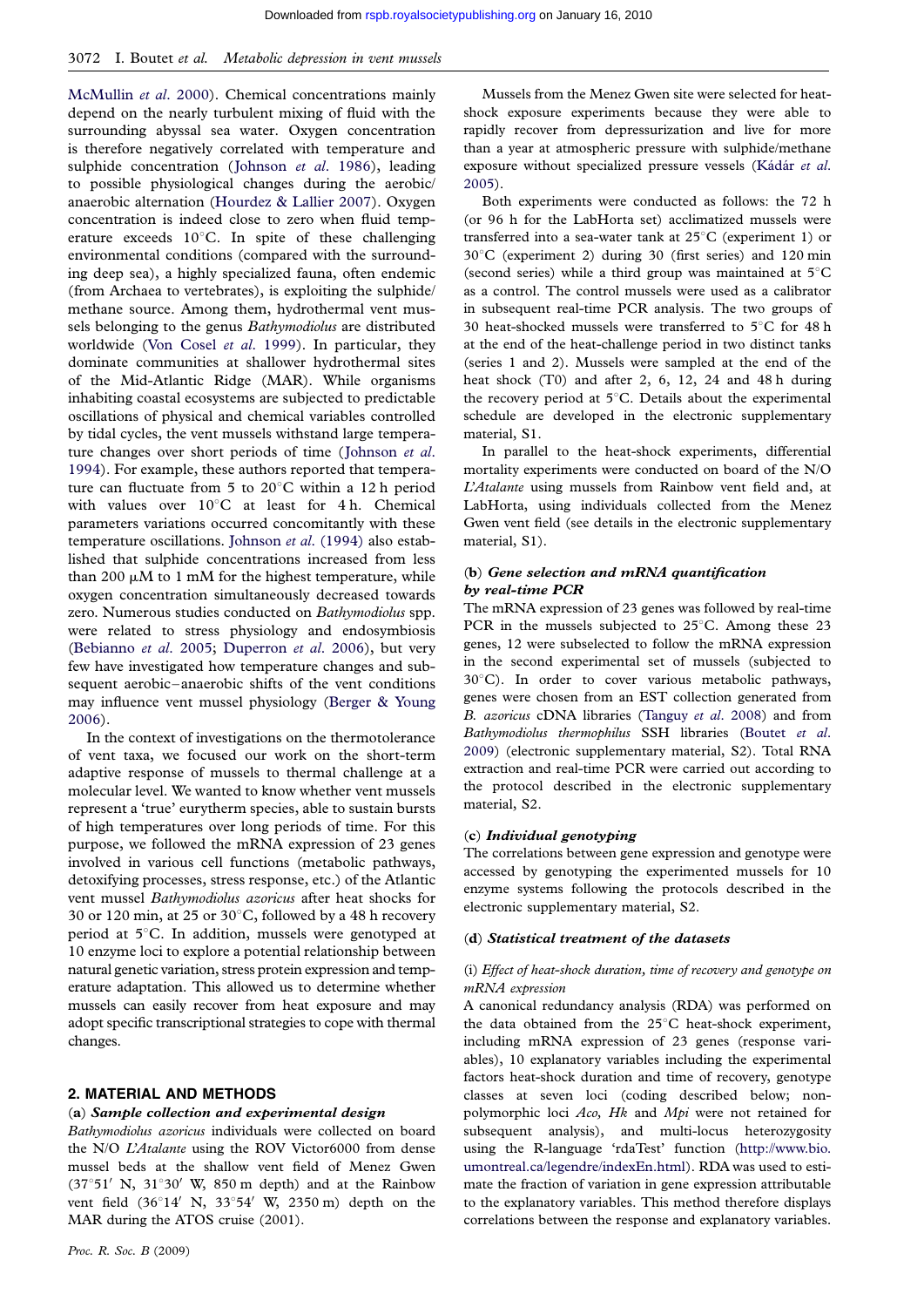McMullin *et al.* 2000). Chemical concentrations mainly depend on the nearly turbulent mixing of fluid with the surrounding abyssal sea water. Oxygen concentration is therefore negatively correlated with temperature and sulphide concentration (Johnson *et al.* 1986), leading to possible physiological changes during the aerobic/anaerobic alternation (Hourdez & Lallier 2007). Oxygen concentration is indeed close to zero when fluid temperature exceeds 10°C. In spite of these challenging environmental conditions (compared with the surrounding deep sea), a highly specialized fauna, often endemic (from Archaea to vertebrates), is exploiting the sulphide/methane source. Among them, hydrothermal vent mussels belonging to the genus *Bathymodiolus* are distributed worldwide (Von Cosel *et al.* 1999). In particular, they dominate communities at shallower hydrothermal sites of the Mid-Atlantic Ridge (MAR). While organisms inhabiting coastal ecosystems are subjected to predictable oscillations of physical and chemical variables controlled by tidal cycles, the vent mussels withstand large temperature changes over short periods of time (Johnson *et al.* 1994). For example, these authors reported that temperature can fluctuate from 5 to 20°C within a 12 h period with values over 10°C at least for 4 h. Chemical parameters variations occurred concomitantly with these temperature oscillations. Johnson *et al.* (1994) also established that sulphide concentrations increased from less than 200 μM to 1 mM for the highest temperature, while oxygen concentration simultaneously decreased towards zero. Numerous studies conducted on *Bathymodiolus* spp. were related to stress physiology and endosymbiosis (Bebianno *et al.* 2005; Duperron *et al.* 2006), but very few have investigated how temperature changes and subsequent aerobic–anaerobic shifts of the vent conditions may influence vent mussel physiology (Berger & Young 2006).

In the context of investigations on the thermotolerance of vent taxa, we focused our work on the short-term adaptive response of mussels to thermal challenge at a molecular level. We wanted to know whether vent mussels represent a 'true' eurytherm species, able to sustain bursts of high temperatures over long periods of time. For this purpose, we followed the mRNA expression of 23 genes involved in various cell functions (metabolic pathways, detoxifying processes, stress response, etc.) of the Atlantic vent mussel *Bathymodiolus azoricus* after heat shocks for 30 or 120 min, at 25 or 30°C, followed by a 48 h recovery period at 5°C. In addition, mussels were genotyped at 10 enzyme loci to explore a potential relationship between natural genetic variation, stress protein expression and temperature adaptation. This allowed us to determine whether mussels can easily recover from heat exposure and may adopt specific transcriptional strategies to cope with thermal changes.

## 2. MATERIAL AND METHODS

### (a) *Sample collection and experimental design*

*Bathymodiolus azoricus* individuals were collected on board the N/O *L'Atalante* using the ROV Victor6000 from dense mussel beds at the shallow vent field of Menez Gwen (37°51′ N, 31°30′ W, 850 m depth) and at the Rainbow vent field (36°14′ N, 33°54′ W, 2350 m) depth on the MAR during the ATOS cruise (2001).

Mussels from the Menez Gwen site were selected for heat-shock exposure experiments because they were able to rapidly recover from depressurization and live for more than a year at atmospheric pressure with sulphide/methane exposure without specialized pressure vessels (Kádár *et al.* 2005).

Both experiments were conducted as follows: the 72 h (or 96 h for the LabHorta set) acclimatized mussels were transferred into a sea-water tank at 25°C (experiment 1) or 30°C (experiment 2) during 30 (first series) and 120 min (second series) while a third group was maintained at 5°C as a control. The control mussels were used as a calibrator in subsequent real-time PCR analysis. The two groups of 30 heat-shocked mussels were transferred to 5°C for 48 h at the end of the heat-challenge period in two distinct tanks (series 1 and 2). Mussels were sampled at the end of the heat shock (T0) and after 2, 6, 12, 24 and 48 h during the recovery period at 5°C. Details about the experimental schedule are developed in the electronic supplementary material, S1.

In parallel to the heat-shock experiments, differential mortality experiments were conducted on board of the N/O *L'Atalante* using mussels from Rainbow vent field and, at LabHorta, using individuals collected from the Menez Gwen vent field (see details in the electronic supplementary material, S1).

### (b) *Gene selection and mRNA quantification by real-time PCR*

The mRNA expression of 23 genes was followed by real-time PCR in the mussels subjected to 25°C. Among these 23 genes, 12 were subselected to follow the mRNA expression in the second experimental set of mussels (subjected to 30°C). In order to cover various metabolic pathways, genes were chosen from an EST collection generated from *B. azoricus* cDNA libraries (Tanguy *et al.* 2008) and from *Bathymodiolus thermophilus* SSH libraries (Boutet *et al.* 2009) (electronic supplementary material, S2). Total RNA extraction and real-time PCR were carried out according to the protocol described in the electronic supplementary material, S2.

### (c) *Individual genotyping*

The correlations between gene expression and genotype were accessed by genotyping the experimented mussels for 10 enzyme systems following the protocols described in the electronic supplementary material, S2.

### (d) *Statistical treatment of the datasets*

#### (i) *Effect of heat-shock duration, time of recovery and genotype on mRNA expression*

A canonical redundancy analysis (RDA) was performed on the data obtained from the 25°C heat-shock experiment, including mRNA expression of 23 genes (response variables), 10 explanatory variables including the experimental factors heat-shock duration and time of recovery, genotype classes at seven loci (coding described below; non-polymorphic loci *Aco*, *Hk* and *Mpi* were not retained for subsequent analysis), and multi-locus heterozygosity using the R-language 'rdaTest' function (http://www.bio.umontreal.ca/legendre/indexEn.html). RDA was used to estimate the fraction of variation in gene expression attributable to the explanatory variables. This method therefore displays correlations between the response and explanatory variables.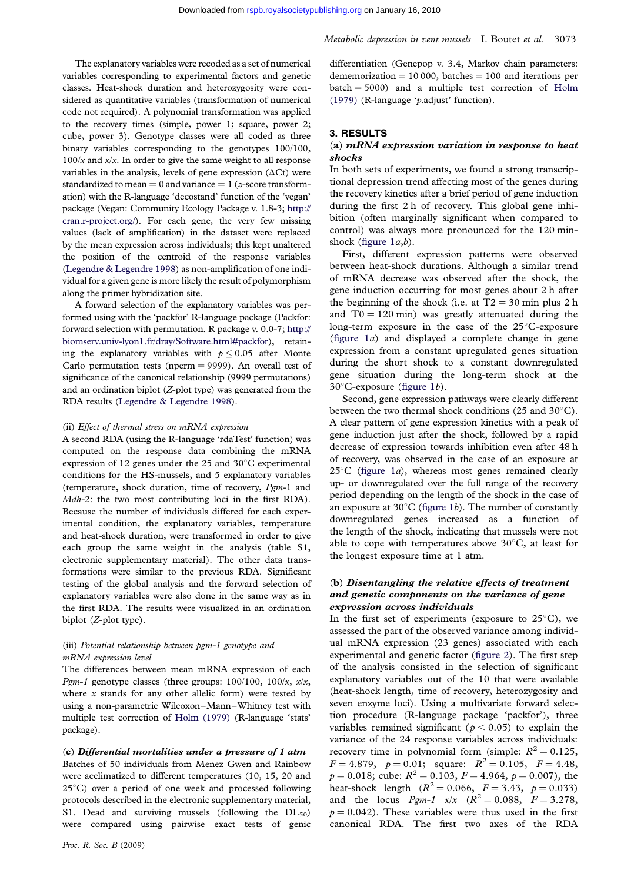The explanatory variables were recoded as a set of numerical variables corresponding to experimental factors and genetic classes. Heat-shock duration and heterozygosity were considered as quantitative variables (transformation of numerical code not required). A polynomial transformation was applied to the recovery times (simple, power 1; square, power 2; cube, power 3). Genotype classes were all coded as three binary variables corresponding to the genotypes 100/100, 100/*x* and *x*/*x*. In order to give the same weight to all response variables in the analysis, levels of gene expression ($\Delta$Ct) were standardized to mean = 0 and variance = 1 (*z*-score transformation) with the R-language 'decostand' function of the 'vegan' package (Vegan: Community Ecology Package v. 1.8-3; http://cran.r-project.org/). For each gene, the very few missing values (lack of amplification) in the dataset were replaced by the mean expression across individuals; this kept unaltered the position of the centroid of the response variables (Legendre & Legendre 1998) as non-amplification of one individual for a given gene is more likely the result of polymorphism along the primer hybridization site.

A forward selection of the explanatory variables was performed using with the 'packfor' R-language package (Packfor: forward selection with permutation. R package v. 0.0-7; http://biomserv.univ-lyon1.fr/dray/Software.html#packfor), retaining the explanatory variables with $p \leq 0.05$ after Monte Carlo permutation tests (nperm = 9999). An overall test of significance of the canonical relationship (9999 permutations) and an ordination biplot (*Z*-plot type) was generated from the RDA results (Legendre & Legendre 1998).

#### (ii) *Effect of thermal stress on mRNA expression*

A second RDA (using the R-language 'rdaTest' function) was computed on the response data combining the mRNA expression of 12 genes under the 25 and 30°C experimental conditions for the HS-mussels, and 5 explanatory variables (temperature, shock duration, time of recovery, *Pgm*-1 and *Mdh*-2: the two most contributing loci in the first RDA). Because the number of individuals differed for each experimental condition, the explanatory variables, temperature and heat-shock duration, were transformed in order to give each group the same weight in the analysis (table S1, electronic supplementary material). The other data transformations were similar to the previous RDA. Significant testing of the global analysis and the forward selection of explanatory variables were also done in the same way as in the first RDA. The results were visualized in an ordination biplot (*Z*-plot type).

#### (iii) *Potential relationship between pgm-1 genotype and mRNA expression level*

The differences between mean mRNA expression of each *Pgm-1* genotype classes (three groups: 100/100, 100/*x*, *x*/*x*, where *x* stands for any other allelic form) were tested by using a non-parametric Wilcoxon–Mann–Whitney test with multiple test correction of Holm (1979) (R-language 'stats' package).

### (e) *Differential mortalities under a pressure of 1 atm*

Batches of 50 individuals from Menez Gwen and Rainbow were acclimatized to different temperatures (10, 15, 20 and 25°C) over a period of one week and processed following protocols described in the electronic supplementary material, S1. Dead and surviving mussels (following the $DL_{50}$) were compared using pairwise exact tests of genic differentiation (Genepop v. 3.4, Markov chain parameters: dememorization = 10 000, batches = 100 and iterations per batch = 5000) and a multiple test correction of Holm (1979) (R-language '*p*.adjust' function).

## 3. RESULTS

### (a) *mRNA expression variation in response to heat shocks*

In both sets of experiments, we found a strong transcriptional depression trend affecting most of the genes during the recovery kinetics after a brief period of gene induction during the first 2 h of recovery. This global gene inhibition (often marginally significant when compared to control) was always more pronounced for the 120 min-shock (figure 1*a*,*b*).

First, different expression patterns were observed between heat-shock durations. Although a similar trend of mRNA decrease was observed after the shock, the gene induction occurring for most genes about 2 h after the beginning of the shock (i.e. at T2 = 30 min plus 2 h and T0 = 120 min) was greatly attenuated during the long-term exposure in the case of the 25°C-exposure (figure 1*a*) and displayed a complete change in gene expression from a constant upregulated genes situation during the short shock to a constant downregulated gene situation during the long-term shock at the 30°C-exposure (figure 1*b*).

Second, gene expression pathways were clearly different between the two thermal shock conditions (25 and 30°C). A clear pattern of gene expression kinetics with a peak of gene induction just after the shock, followed by a rapid decrease of expression towards inhibition even after 48 h of recovery, was observed in the case of an exposure at 25°C (figure 1*a*), whereas most genes remained clearly up- or downregulated over the full range of the recovery period depending on the length of the shock in the case of an exposure at 30°C (figure 1*b*). The number of constantly downregulated genes increased as a function of the length of the shock, indicating that mussels were not able to cope with temperatures above 30°C, at least for the longest exposure time at 1 atm.

### (b) *Disentangling the relative effects of treatment and genetic components on the variance of gene expression across individuals*

In the first set of experiments (exposure to 25°C), we assessed the part of the observed variance among individual mRNA expression (23 genes) associated with each experimental and genetic factor (figure 2). The first step of the analysis consisted in the selection of significant explanatory variables out of the 10 that were available (heat-shock length, time of recovery, heterozygosity and seven enzyme loci). Using a multivariate forward selection procedure (R-language package 'packfor'), three variables remained significant ($p < 0.05$) to explain the variance of the 24 response variables across individuals: recovery time in polynomial form (simple: $R^2 = 0.125$, $F = 4.879$, $p = 0.01$; square: $R^2 = 0.105$, $F = 4.48$, $p = 0.018$; cube: $R^2 = 0.103$, $F = 4.964$, $p = 0.007$), the heat-shock length ($R^2 = 0.066$, $F = 3.43$, $p = 0.033$) and the locus *Pgm-1* *x*/*x* ($R^2 = 0.088$, $F = 3.278$, $p = 0.042$). These variables were thus used in the first canonical RDA. The first two axes of the RDA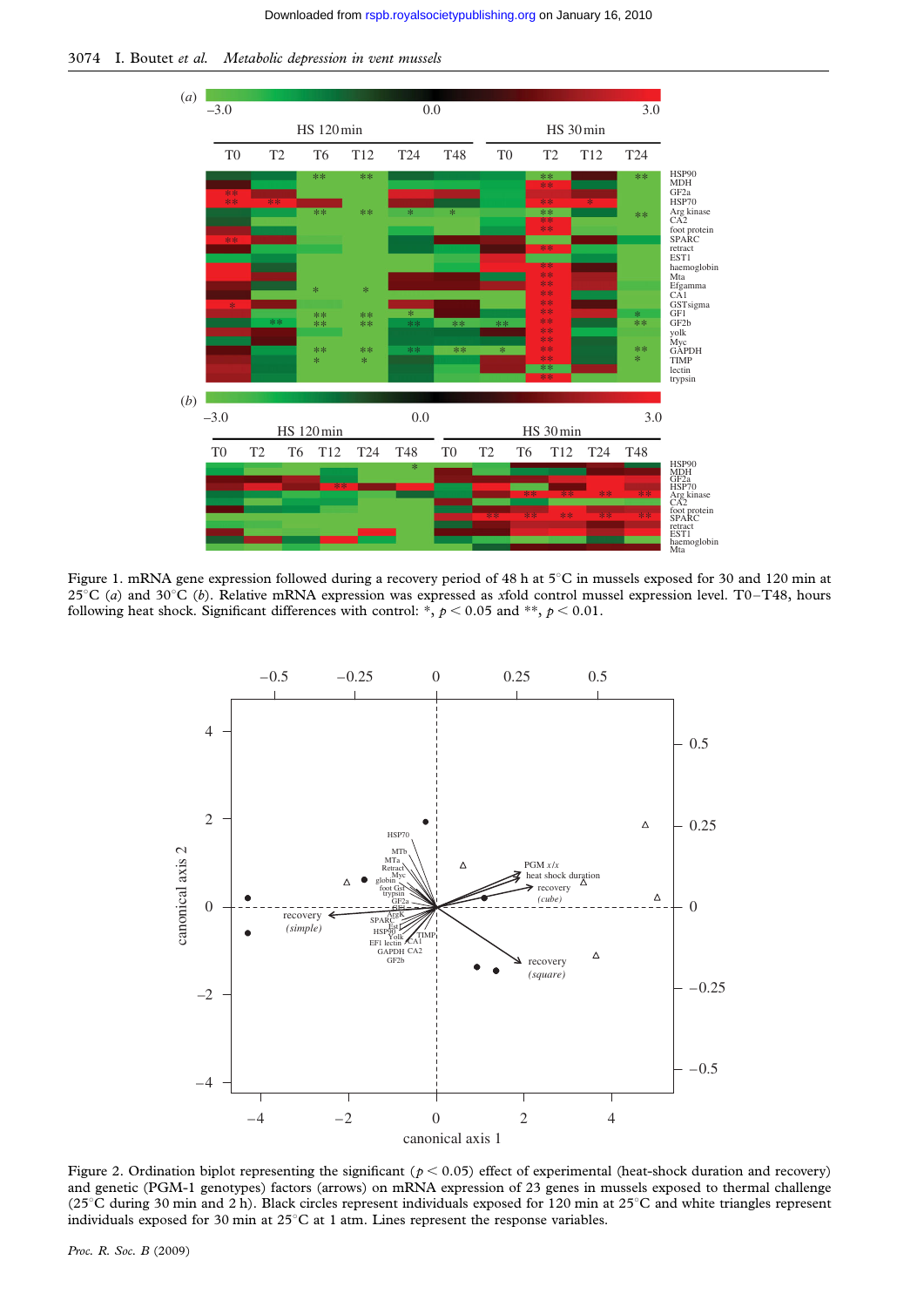Figure 1. mRNA gene expression followed during a recovery period of 48 h at 5°C in mussels exposed for 30 and 120 min at 25°C (*a*) and 30°C (*b*). Relative mRNA expression was expressed as *x*fold control mussel expression level. T0–T48, hours following heat shock. Significant differences with control: *, $p < 0.05$ and **, $p < 0.01$.

Figure 2. Ordination biplot representing the significant ($p < 0.05$) effect of experimental (heat-shock duration and recovery) and genetic (PGM-1 genotypes) factors (arrows) on mRNA expression of 23 genes in mussels exposed to thermal challenge (25°C during 30 min and 2 h). Black circles represent individuals exposed for 120 min at 25°C and white triangles represent individuals exposed for 30 min at 25°C at 1 atm. Lines represent the response variables.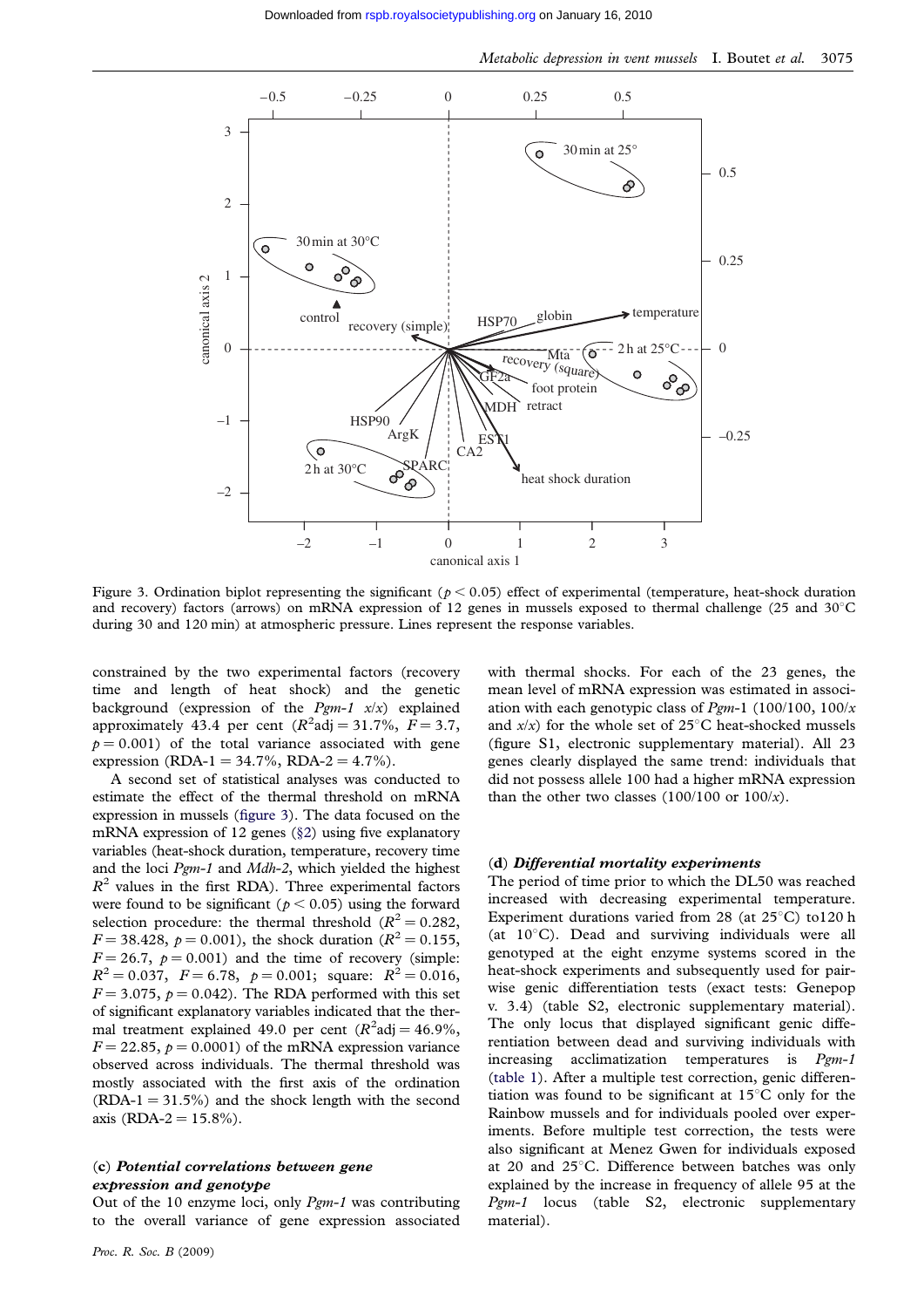Figure 3. Ordination biplot representing the significant ($p < 0.05$) effect of experimental (temperature, heat-shock duration and recovery) factors (arrows) on mRNA expression of 12 genes in mussels exposed to thermal challenge (25 and 30°C during 30 and 120 min) at atmospheric pressure. Lines represent the response variables.

constrained by the two experimental factors (recovery time and length of heat shock) and the genetic background (expression of the *Pgm-1 x/x*) explained approximately 43.4 per cent ($R^2$adj = 31.7%, $F = 3.7$, $p = 0.001$) of the total variance associated with gene expression (RDA-1 = 34.7%, RDA-2 = 4.7%).

A second set of statistical analyses was conducted to estimate the effect of the thermal threshold on mRNA expression in mussels (figure 3). The data focused on the mRNA expression of 12 genes (§2) using five explanatory variables (heat-shock duration, temperature, recovery time and the loci *Pgm-1* and *Mdh-2*, which yielded the highest $R^2$ values in the first RDA). Three experimental factors were found to be significant ($p < 0.05$) using the forward selection procedure: the thermal threshold ($R^2 = 0.282$, $F = 38.428$, $p = 0.001$), the shock duration ($R^2 = 0.155$, $F = 26.7$, $p = 0.001$) and the time of recovery (simple: $R^2 = 0.037$, $F = 6.78$, $p = 0.001$; square: $R^2 = 0.016$, $F = 3.075$, $p = 0.042$). The RDA performed with this set of significant explanatory variables indicated that the thermal treatment explained 49.0 per cent ($R^2$adj = 46.9%, $F = 22.85$, $p = 0.0001$) of the mRNA expression variance observed across individuals. The thermal threshold was mostly associated with the first axis of the ordination (RDA-1 = 31.5%) and the shock length with the second axis (RDA-2 = 15.8%).

### (c) *Potential correlations between gene expression and genotype*

Out of the 10 enzyme loci, only *Pgm-1* was contributing to the overall variance of gene expression associated with thermal shocks. For each of the 23 genes, the mean level of mRNA expression was estimated in association with each genotypic class of *Pgm-1* (100/100, 100/*x* and *x*/*x*) for the whole set of 25°C heat-shocked mussels (figure S1, electronic supplementary material). All 23 genes clearly displayed the same trend: individuals that did not possess allele 100 had a higher mRNA expression than the other two classes (100/100 or 100/*x*).

### (d) *Differential mortality experiments*

The period of time prior to which the DL50 was reached increased with decreasing experimental temperature. Experiment durations varied from 28 (at 25°C) to120 h (at 10°C). Dead and surviving individuals were all genotyped at the eight enzyme systems scored in the heat-shock experiments and subsequently used for pairwise genic differentiation tests (exact tests: Genepop v. 3.4) (table S2, electronic supplementary material). The only locus that displayed significant genic differentiation between dead and surviving individuals with increasing acclimatization temperatures is *Pgm-1* (table 1). After a multiple test correction, genic differentiation was found to be significant at 15°C only for the Rainbow mussels and for individuals pooled over experiments. Before multiple test correction, the tests were also significant at Menez Gwen for individuals exposed at 20 and 25°C. Difference between batches was only explained by the increase in frequency of allele 95 at the *Pgm-1* locus (table S2, electronic supplementary material).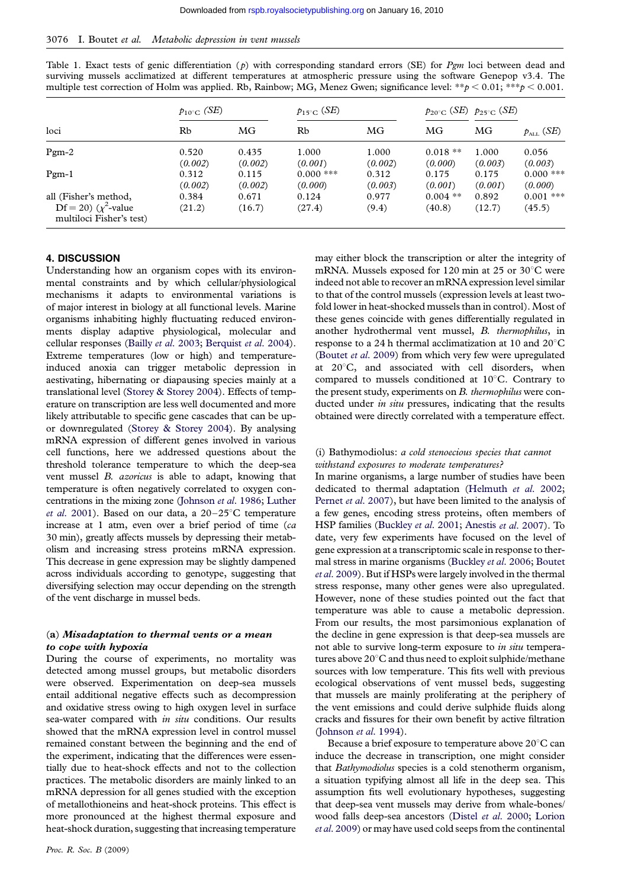Table 1. Exact tests of genic differentiation ($p$) with corresponding standard errors (SE) for *Pgm* loci between dead and surviving mussels acclimatized at different temperatures at atmospheric pressure using the software Genepop v3.4. The multiple test correction of Holm was applied. Rb, Rainbow; MG, Menez Gwen; significance level: $^{**}p < 0.01$; $^{***}p < 0.001$.

| loci | $p_{10^\circ C}$ (SE) | | $p_{15^\circ C}$ (SE) | | $p_{20^\circ C}$ (SE) | $p_{25^\circ C}$ (SE) | $p_{ALL}$ (SE) |
|---|---|---|---|---|---|---|---|
| | Rb | MG | Rb | MG | MG | MG | |
| Pgm-2 | 0.520 (*0.002*) | 0.435 (*0.002*) | 1.000 (*0.001*) | 1.000 (*0.002*) | 0.018 ** (*0.000*) | 1.000 (*0.003*) | 0.056 (*0.003*) |
| Pgm-1 | 0.312 (*0.002*) | 0.115 (*0.002*) | 0.000 *** (*0.000*) | 0.312 (*0.003*) | 0.175 (*0.001*) | 0.175 (*0.001*) | 0.000 *** (*0.000*) |
| all (Fisher's method, Df = 20) ($\chi^2$-value multiloci Fisher's test) | 0.384 (21.2) | 0.671 (16.7) | 0.124 (27.4) | 0.977 (9.4) | 0.004 ** (40.8) | 0.892 (12.7) | 0.001 *** (45.5) |

## 4. DISCUSSION

Understanding how an organism copes with its environmental constraints and by which cellular/physiological mechanisms it adapts to environmental variations is of major interest in biology at all functional levels. Marine organisms inhabiting highly fluctuating reduced environments display adaptive physiological, molecular and cellular responses (Bailly *et al.* 2003; Berquist *et al.* 2004). Extreme temperatures (low or high) and temperature-induced anoxia can trigger metabolic depression in aestivating, hibernating or diapausing species mainly at a translational level (Storey & Storey 2004). Effects of temperature on transcription are less well documented and more likely attributable to specific gene cascades that can be up- or downregulated (Storey & Storey 2004). By analysing mRNA expression of different genes involved in various cell functions, here we addressed questions about the threshold tolerance temperature to which the deep-sea vent mussel *B. azoricus* is able to adapt, knowing that temperature is often negatively correlated to oxygen concentrations in the mixing zone (Johnson *et al.* 1986; Luther *et al.* 2001). Based on our data, a 20–25°C temperature increase at 1 atm, even over a brief period of time (*ca* 30 min), greatly affects mussels by depressing their metabolism and increasing stress proteins mRNA expression. This decrease in gene expression may be slightly dampened across individuals according to genotype, suggesting that diversifying selection may occur depending on the strength of the vent discharge in mussel beds.

### (a) *Misadaptation to thermal vents or a mean to cope with hypoxia*

During the course of experiments, no mortality was detected among mussel groups, but metabolic disorders were observed. Experimentation on deep-sea mussels entail additional negative effects such as decompression and oxidative stress owing to high oxygen level in surface sea-water compared with *in situ* conditions. Our results showed that the mRNA expression level in control mussel remained constant between the beginning and the end of the experiment, indicating that the differences were essentially due to heat-shock effects and not to the collection practices. The metabolic disorders are mainly linked to an mRNA depression for all genes studied with the exception of metallothioneins and heat-shock proteins. This effect is more pronounced at the highest thermal exposure and heat-shock duration, suggesting that increasing temperature may either block the transcription or alter the integrity of mRNA. Mussels exposed for 120 min at 25 or 30°C were indeed not able to recover an mRNA expression level similar to that of the control mussels (expression levels at least two-fold lower in heat-shocked mussels than in control). Most of these genes coincide with genes differentially regulated in another hydrothermal vent mussel, *B. thermophilus*, in response to a 24 h thermal acclimatization at 10 and 20°C (Boutet *et al.* 2009) from which very few were upregulated at 20°C, and associated with cell disorders, when compared to mussels conditioned at 10°C. Contrary to the present study, experiments on *B. thermophilus* were conducted under *in situ* pressures, indicating that the results obtained were directly correlated with a temperature effect.

#### (i) Bathymodiolus: *a cold stenoecious species that cannot withstand exposures to moderate temperatures?*

In marine organisms, a large number of studies have been dedicated to thermal adaptation (Helmuth *et al.* 2002; Pernet *et al.* 2007), but have been limited to the analysis of a few genes, encoding stress proteins, often members of HSP families (Buckley *et al.* 2001; Anestis *et al.* 2007). To date, very few experiments have focused on the level of gene expression at a transcriptomic scale in response to thermal stress in marine organisms (Buckley *et al.* 2006; Boutet *et al.* 2009). But if HSPs were largely involved in the thermal stress response, many other genes were also upregulated. However, none of these studies pointed out the fact that temperature was able to cause a metabolic depression. From our results, the most parsimonious explanation of the decline in gene expression is that deep-sea mussels are not able to survive long-term exposure to *in situ* temperatures above 20°C and thus need to exploit sulphide/methane sources with low temperature. This fits well with previous ecological observations of vent mussel beds, suggesting that mussels are mainly proliferating at the periphery of the vent emissions and could derive sulphide fluids along cracks and fissures for their own benefit by active filtration (Johnson *et al.* 1994).

Because a brief exposure to temperature above 20°C can induce the decrease in transcription, one might consider that *Bathymodiolus* species is a cold stenotherm organism, a situation typifying almost all life in the deep sea. This assumption fits well evolutionary hypotheses, suggesting that deep-sea vent mussels may derive from whale-bones/wood falls deep-sea ancestors (Distel *et al.* 2000; Lorion *et al.* 2009) or may have used cold seeps from the continental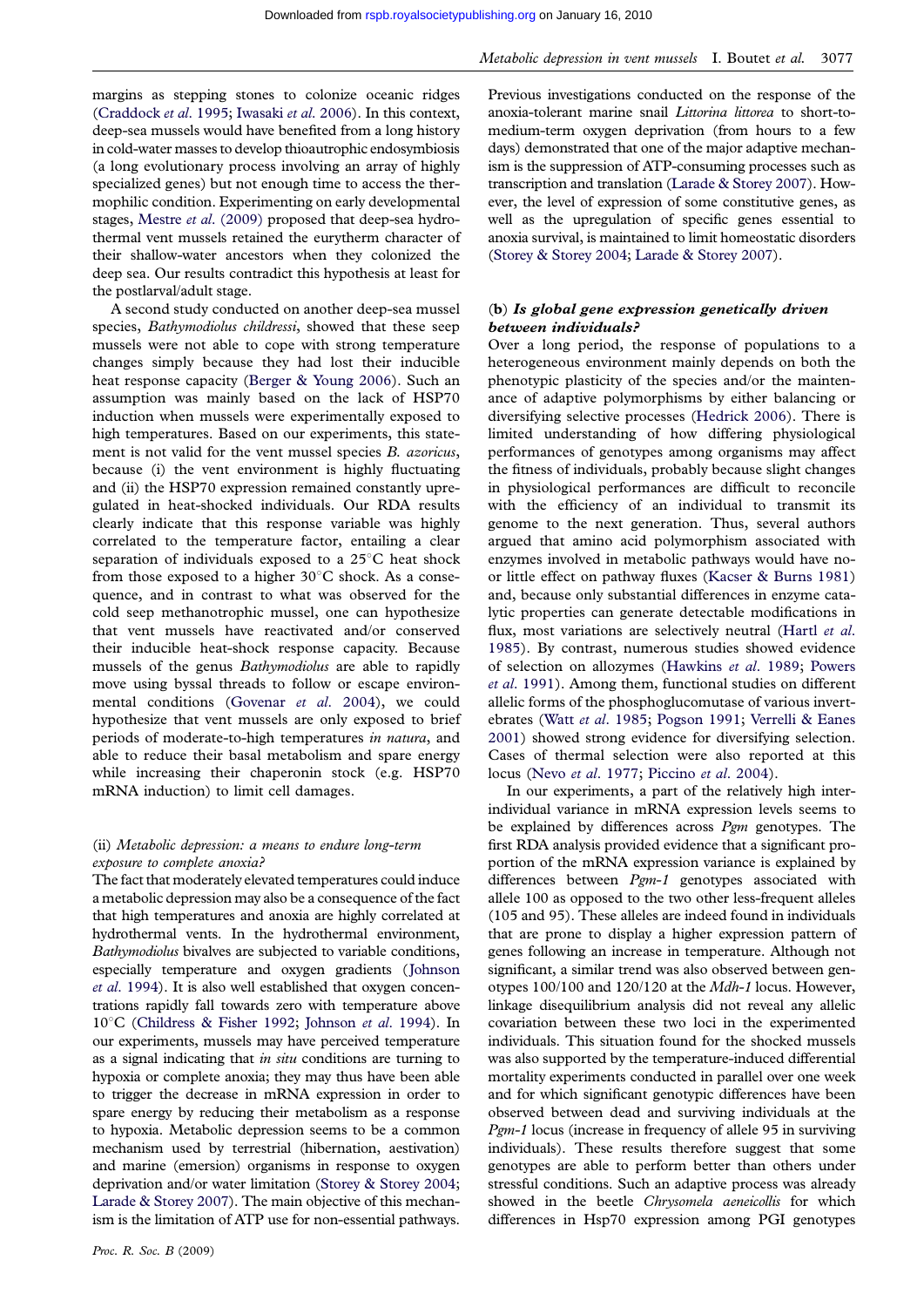margins as stepping stones to colonize oceanic ridges (Craddock *et al.* 1995; Iwasaki *et al.* 2006). In this context, deep-sea mussels would have benefited from a long history in cold-water masses to develop thioautrophic endosymbiosis (a long evolutionary process involving an array of highly specialized genes) but not enough time to access the thermophilic condition. Experimenting on early developmental stages, Mestre *et al.* (2009) proposed that deep-sea hydrothermal vent mussels retained the eurytherm character of their shallow-water ancestors when they colonized the deep sea. Our results contradict this hypothesis at least for the postlarval/adult stage.

A second study conducted on another deep-sea mussel species, *Bathymodiolus childressi*, showed that these seep mussels were not able to cope with strong temperature changes simply because they had lost their inducible heat response capacity (Berger & Young 2006). Such an assumption was mainly based on the lack of HSP70 induction when mussels were experimentally exposed to high temperatures. Based on our experiments, this statement is not valid for the vent mussel species *B. azoricus*, because (i) the vent environment is highly fluctuating and (ii) the HSP70 expression remained constantly upregulated in heat-shocked individuals. Our RDA results clearly indicate that this response variable was highly correlated to the temperature factor, entailing a clear separation of individuals exposed to a 25°C heat shock from those exposed to a higher 30°C shock. As a consequence, and in contrast to what was observed for the cold seep methanotrophic mussel, one can hypothesize that vent mussels have reactivated and/or conserved their inducible heat-shock response capacity. Because mussels of the genus *Bathymodiolus* are able to rapidly move using byssal threads to follow or escape environmental conditions (Govenar *et al.* 2004), we could hypothesize that vent mussels are only exposed to brief periods of moderate-to-high temperatures *in natura*, and able to reduce their basal metabolism and spare energy while increasing their chaperonin stock (e.g. HSP70 mRNA induction) to limit cell damages.

#### (ii) *Metabolic depression: a means to endure long-term exposure to complete anoxia?*

The fact that moderately elevated temperatures could induce a metabolic depression may also be a consequence of the fact that high temperatures and anoxia are highly correlated at hydrothermal vents. In the hydrothermal environment, *Bathymodiolus* bivalves are subjected to variable conditions, especially temperature and oxygen gradients (Johnson *et al.* 1994). It is also well established that oxygen concentrations rapidly fall towards zero with temperature above 10°C (Childress & Fisher 1992; Johnson *et al.* 1994). In our experiments, mussels may have perceived temperature as a signal indicating that *in situ* conditions are turning to hypoxia or complete anoxia; they may thus have been able to trigger the decrease in mRNA expression in order to spare energy by reducing their metabolism as a response to hypoxia. Metabolic depression seems to be a common mechanism used by terrestrial (hibernation, aestivation) and marine (emersion) organisms in response to oxygen deprivation and/or water limitation (Storey & Storey 2004; Larade & Storey 2007). The main objective of this mechanism is the limitation of ATP use for non-essential pathways. Previous investigations conducted on the response of the anoxia-tolerant marine snail *Littorina littorea* to short-to-medium-term oxygen deprivation (from hours to a few days) demonstrated that one of the major adaptive mechanism is the suppression of ATP-consuming processes such as transcription and translation (Larade & Storey 2007). However, the level of expression of some constitutive genes, as well as the upregulation of specific genes essential to anoxia survival, is maintained to limit homeostatic disorders (Storey & Storey 2004; Larade & Storey 2007).

### (b) *Is global gene expression genetically driven between individuals?*

Over a long period, the response of populations to a heterogeneous environment mainly depends on both the phenotypic plasticity of the species and/or the maintenance of adaptive polymorphisms by either balancing or diversifying selective processes (Hedrick 2006). There is limited understanding of how differing physiological performances of genotypes among organisms may affect the fitness of individuals, probably because slight changes in physiological performances are difficult to reconcile with the efficiency of an individual to transmit its genome to the next generation. Thus, several authors argued that amino acid polymorphism associated with enzymes involved in metabolic pathways would have no or little effect on pathway fluxes (Kacser & Burns 1981) and, because only substantial differences in enzyme catalytic properties can generate detectable modifications in flux, most variations are selectively neutral (Hartl *et al.* 1985). By contrast, numerous studies showed evidence of selection on allozymes (Hawkins *et al.* 1989; Powers *et al.* 1991). Among them, functional studies on different allelic forms of the phosphoglucomutase of various invertebrates (Watt *et al.* 1985; Pogson 1991; Verrelli & Eanes 2001) showed strong evidence for diversifying selection. Cases of thermal selection were also reported at this locus (Nevo *et al.* 1977; Piccino *et al.* 2004).

In our experiments, a part of the relatively high inter-individual variance in mRNA expression levels seems to be explained by differences across *Pgm* genotypes. The first RDA analysis provided evidence that a significant proportion of the mRNA expression variance is explained by differences between *Pgm-1* genotypes associated with allele 100 as opposed to the two other less-frequent alleles (105 and 95). These alleles are indeed found in individuals that are prone to display a higher expression pattern of genes following an increase in temperature. Although not significant, a similar trend was also observed between genotypes 100/100 and 120/120 at the *Mdh-1* locus. However, linkage disequilibrium analysis did not reveal any allelic covariation between these two loci in the experimented individuals. This situation found for the shocked mussels was also supported by the temperature-induced differential mortality experiments conducted in parallel over one week and for which significant genotypic differences have been observed between dead and surviving individuals at the *Pgm-1* locus (increase in frequency of allele 95 in surviving individuals). These results therefore suggest that some genotypes are able to perform better than others under stressful conditions. Such an adaptive process was already showed in the beetle *Chrysomela aeneicollis* for which differences in Hsp70 expression among PGI genotypes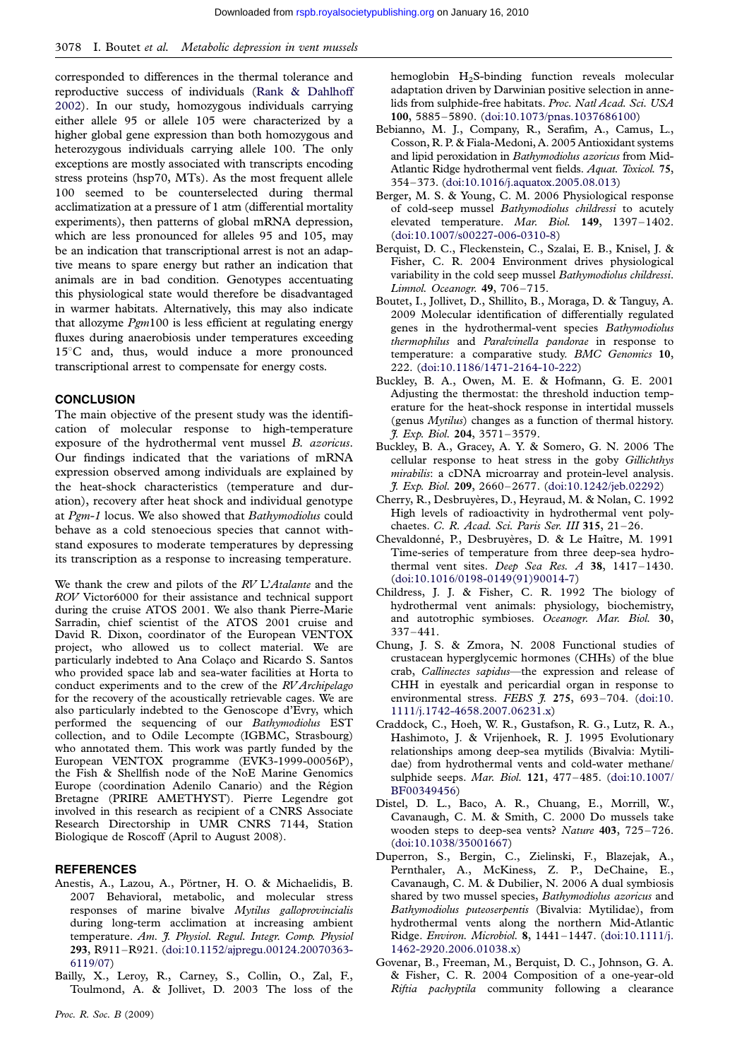corresponded to differences in the thermal tolerance and reproductive success of individuals (Rank & Dahlhoff 2002). In our study, homozygous individuals carrying either allele 95 or allele 105 were characterized by a higher global gene expression than both homozygous and heterozygous individuals carrying allele 100. The only exceptions are mostly associated with transcripts encoding stress proteins (hsp70, MTs). As the most frequent allele 100 seemed to be counterselected during thermal acclimatization at a pressure of 1 atm (differential mortality experiments), then patterns of global mRNA depression, which are less pronounced for alleles 95 and 105, may be an indication that transcriptional arrest is not an adaptive means to spare energy but rather an indication that animals are in bad condition. Genotypes accentuating this physiological state would therefore be disadvantaged in warmer habitats. Alternatively, this may also indicate that allozyme *Pgm*100 is less efficient at regulating energy fluxes during anaerobiosis under temperatures exceeding 15°C and, thus, would induce a more pronounced transcriptional arrest to compensate for energy costs.

## CONCLUSION

The main objective of the present study was the identification of molecular response to high-temperature exposure of the hydrothermal vent mussel *B. azoricus*. Our findings indicated that the variations of mRNA expression observed among individuals are explained by the heat-shock characteristics (temperature and duration), recovery after heat shock and individual genotype at *Pgm-1* locus. We also showed that *Bathymodiolus* could behave as a cold stenoecious species that cannot withstand exposures to moderate temperatures by depressing its transcription as a response to increasing temperature.

We thank the crew and pilots of the *RV L'Atalante* and the *ROV* Victor6000 for their assistance and technical support during the cruise ATOS 2001. We also thank Pierre-Marie Sarradin, chief scientist of the ATOS 2001 cruise and David R. Dixon, coordinator of the European VENTOX project, who allowed us to collect material. We are particularly indebted to Ana Colaço and Ricardo S. Santos who provided space lab and sea-water facilities at Horta to conduct experiments and to the crew of the *RV Archipelago* for the recovery of the acoustically retrievable cages. We are also particularly indebted to the Genoscope d'Evry, which performed the sequencing of our *Bathymodiolus* EST collection, and to Odile Lecompte (IGBMC, Strasbourg) who annotated them. This work was partly funded by the European VENTOX programme (EVK3-1999-00056P), the Fish & Shellfish node of the NoE Marine Genomics Europe (coordination Adenilo Canario) and the Région Bretagne (PRIRE AMETHYST). Pierre Legendre got involved in this research as recipient of a CNRS Associate Research Directorship in UMR CNRS 7144, Station Biologique de Roscoff (April to August 2008).

## REFERENCES

Anestis, A., Lazou, A., Pörtner, H. O. & Michaelidis, B. 2007 Behavioral, metabolic, and molecular stress responses of marine bivalve *Mytilus galloprovincialis* during long-term acclimation at increasing ambient temperature. *Am. J. Physiol. Regul. Integr. Comp. Physiol* **293**, R911–R921. (doi:10.1152/ajpregu.00124.20070363-6119/07)

Bailly, X., Leroy, R., Carney, S., Collin, O., Zal, F., Toulmond, A. & Jollivet, D. 2003 The loss of the hemoglobin $H_2S$-binding function reveals molecular adaptation driven by Darwinian positive selection in annelids from sulphide-free habitats. *Proc. Natl Acad. Sci. USA* **100**, 5885–5890. (doi:10.1073/pnas.1037686100)

Bebianno, M. J., Company, R., Serafim, A., Camus, L., Cosson, R. P. & Fiala-Medoni, A. 2005 Antioxidant systems and lipid peroxidation in *Bathymodiolus azoricus* from Mid-Atlantic Ridge hydrothermal vent fields. *Aquat. Toxicol.* **75**, 354–373. (doi:10.1016/j.aquatox.2005.08.013)

Berger, M. S. & Young, C. M. 2006 Physiological response of cold-seep mussel *Bathymodiolus childressi* to acutely elevated temperature. *Mar. Biol.* **149**, 1397–1402. (doi:10.1007/s00227-006-0310-8)

Berquist, D. C., Fleckenstein, C., Szalai, E. B., Knisel, J. & Fisher, C. R. 2004 Environment drives physiological variability in the cold seep mussel *Bathymodiolus childressi*. *Limnol. Oceanogr.* **49**, 706–715.

Boutet, I., Jollivet, D., Shillito, B., Moraga, D. & Tanguy, A. 2009 Molecular identification of differentially regulated genes in the hydrothermal-vent species *Bathymodiolus thermophilus* and *Paralvinella pandorae* in response to temperature: a comparative study. *BMC Genomics* **10**, 222. (doi:10.1186/1471-2164-10-222)

Buckley, B. A., Owen, M. E. & Hofmann, G. E. 2001 Adjusting the thermostat: the threshold induction temperature for the heat-shock response in intertidal mussels (genus *Mytilus*) changes as a function of thermal history. *J. Exp. Biol.* **204**, 3571–3579.

Buckley, B. A., Gracey, A. Y. & Somero, G. N. 2006 The cellular response to heat stress in the goby *Gillichthys mirabilis*: a cDNA microarray and protein-level analysis. *J. Exp. Biol.* **209**, 2660–2677. (doi:10.1242/jeb.02292)

Cherry, R., Desbruyères, D., Heyraud, M. & Nolan, C. 1992 High levels of radioactivity in hydrothermal vent polychaetes. *C. R. Acad. Sci. Paris Ser. III* **315**, 21–26.

Chevaldonné, P., Desbruyères, D. & Le Haître, M. 1991 Time-series of temperature from three deep-sea hydrothermal vent sites. *Deep Sea Res. A* **38**, 1417–1430. (doi:10.1016/0198-0149(91)90014-7)

Childress, J. J. & Fisher, C. R. 1992 The biology of hydrothermal vent animals: physiology, biochemistry, and autotrophic symbioses. *Oceanogr. Mar. Biol.* **30**, 337–441.

Chung, J. S. & Zmora, N. 2008 Functional studies of crustacean hyperglycemic hormones (CHHs) of the blue crab, *Callinectes sapidus*—the expression and release of CHH in eyestalk and pericardial organ in response to environmental stress. *FEBS J.* **275**, 693–704. (doi:10.1111/j.1742-4658.2007.06231.x)

Craddock, C., Hoeh, W. R., Gustafson, R. G., Lutz, R. A., Hashimoto, J. & Vrijenhoek, R. J. 1995 Evolutionary relationships among deep-sea mytilids (Bivalvia: Mytilidae) from hydrothermal vents and cold-water methane/sulphide seeps. *Mar. Biol.* **121**, 477–485. (doi:10.1007/BF00349456)

Distel, D. L., Baco, A. R., Chuang, E., Morrill, W., Cavanaugh, C. M. & Smith, C. 2000 Do mussels take wooden steps to deep-sea vents? *Nature* **403**, 725–726. (doi:10.1038/35001667)

Duperron, S., Bergin, C., Zielinski, F., Blazejak, A., Pernthaler, A., McKiness, Z. P., DeChaine, E., Cavanaugh, C. M. & Dubilier, N. 2006 A dual symbiosis shared by two mussel species, *Bathymodiolus azoricus* and *Bathymodiolus puteoserpentis* (Bivalvia: Mytilidae), from hydrothermal vents along the northern Mid-Atlantic Ridge. *Environ. Microbiol.* **8**, 1441–1447. (doi:10.1111/j.1462-2920.2006.01038.x)

Govenar, B., Freeman, M., Berquist, D. C., Johnson, G. A. & Fisher, C. R. 2004 Composition of a one-year-old *Riftia pachyptila* community following a clearance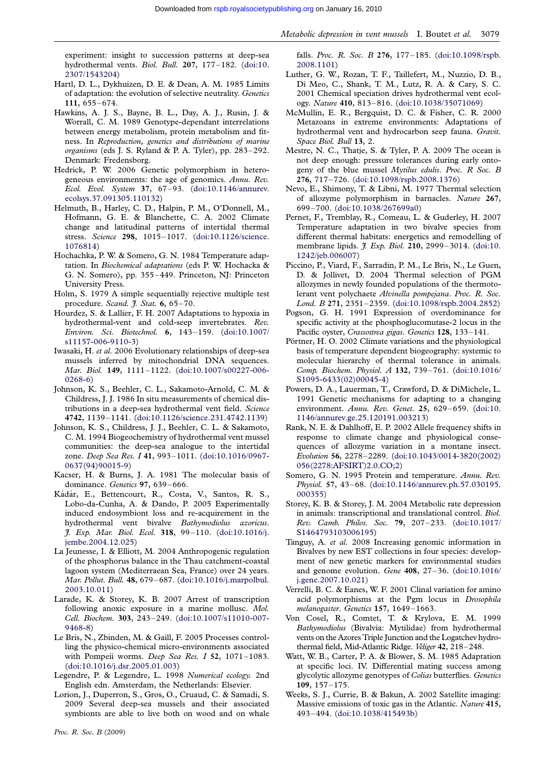experiment: insight to succession patterns at deep-sea hydrothermal vents. *Biol. Bull.* **207**, 177–182. (doi:10.2307/1543204)

Hartl, D. L., Dykhuizen, D. E. & Dean, A. M. 1985 Limits of adaptation: the evolution of selective neutrality. *Genetics* **111**, 655–674.

Hawkins, A. J. S., Bayne, B. L., Day, A. J., Rusin, J. & Worrall, C. M. 1989 Genotype-dependant interrelations between energy metabolism, protein metabolism and fitness. In *Reproduction, genetics and distributions of marine organisms* (eds J. S. Ryland & P. A. Tyler), pp. 283–292. Denmark: Fredensborg.

Hedrick, P. W. 2006 Genetic polymorphism in heterogeneous environments: the age of genomics. *Annu. Rev. Ecol. Evol. System* **37**, 67–93. (doi:10.1146/annurev.ecolsys.37.091305.110132)

Helmuth, B., Harley, C. D., Halpin, P. M., O'Donnell, M., Hofmann, G. E. & Blanchette, C. A. 2002 Climate change and latitudinal patterns of intertidal thermal stress. *Science* **298**, 1015–1017. (doi:10.1126/science.1076814)

Hochachka, P. W. & Somero, G. N. 1984 Temperature adaptation. In *Biochemical adaptations* (eds P. W. Hochacka & G. N. Somero), pp. 355–449. Princeton, NJ: Princeton University Press.

Holm, S. 1979 A simple sequentially rejective multiple test procedure. *Scand. J. Stat.* **6**, 65–70.

Hourdez, S. & Lallier, F. H. 2007 Adaptations to hypoxia in hydrothermal-vent and cold-seep invertebrates. *Rev. Environ. Sci. Biotechnol.* **6**, 143–159. (doi:10.1007/s11157-006-9110-3)

Iwasaki, H. *et al.* 2006 Evolutionary relationships of deep-sea mussels inferred by mitochondrial DNA sequences. *Mar. Biol.* **149**, 1111–1122. (doi:10.1007/s00227-006-0268-6)

Johnson, K. S., Beehler, C. L., Sakamoto-Arnold, C. M. & Childress, J. J. 1986 In situ measurements of chemical distributions in a deep-sea hydrothermal vent field. *Science* **4742**, 1139–1141. (doi:10.1126/science.231.4742.1139)

Johnson, K. S., Childress, J. J., Beehler, C. L. & Sakamoto, C. M. 1994 Biogeochemistry of hydrothermal vent mussel communities: the deep-sea analogue to the intertidal zone. *Deep Sea Res. I* **41**, 993–1011. (doi:10.1016/0967-0637(94)90015-9)

Kacser, H. & Burns, J. A. 1981 The molecular basis of dominance. *Genetics* **97**, 639–666.

Kádár, E., Bettencourt, R., Costa, V., Santos, R. S., Lobo-da-Cunha, A. & Dando, P. 2005 Experimentally induced endosymbiont loss and re-acquirement in the hydrothermal vent bivalve *Bathymodiolus azoricus*. *J. Exp. Mar. Biol. Ecol.* **318**, 99–110. (doi:10.1016/j.jembe.2004.12.025)

La Jeunesse, I. & Elliott, M. 2004 Anthropogenic regulation of the phosphorus balance in the Thau catchment-coastal lagoon system (Mediterraean Sea, France) over 24 years. *Mar. Pollut. Bull.* **48**, 679–687. (doi:10.1016/j.marpolbul.2003.10.011)

Larade, K. & Storey, K. B. 2007 Arrest of transcription following anoxic exposure in a marine mollusc. *Mol. Cell. Biochem.* **303**, 243–249. (doi:10.1007/s11010-007-9468-8)

Le Bris, N., Zbinden, M. & Gaill, F. 2005 Processes controlling the physico-chemical micro-environments associated with Pompeii worms. *Deep Sea Res. I* **52**, 1071–1083. (doi:10.1016/j.dsr.2005.01.003)

Legendre, P. & Legendre, L. 1998 *Numerical ecology*. 2nd English edn. Amsterdam, the Netherlands: Elsevier.

Lorion, J., Duperron, S., Gros, O., Cruaud, C. & Samadi, S. 2009 Several deep-sea mussels and their associated symbionts are able to live both on wood and on whale falls. *Proc. R. Soc. B* **276**, 177–185. (doi:10.1098/rspb.2008.1101)

Luther, G. W., Rozan, T. F., Taillefert, M., Nuzzio, D. B., Di Meo, C., Shank, T. M., Lutz, R. A. & Cary, S. C. 2001 Chemical speciation drives hydrothermal vent ecology. *Nature* **410**, 813–816. (doi:10.1038/35071069)

McMullin, E. R., Bergquist, D. C. & Fisher, C. R. 2000 Metazoans in extreme environments: Adaptations of hydrothermal vent and hydrocarbon seep fauna. *Gravit. Space Biol. Bull* **13**, 2.

Mestre, N. C., Thatje, S. & Tyler, P. A. 2009 The ocean is not deep enough: pressure tolerances during early ontogeny of the blue mussel *Mytilus edulis*. *Proc. R Soc. B* **276**, 717–726. (doi:10.1098/rspb.2008.1376)

Nevo, E., Shimony, T. & Libni, M. 1977 Thermal selection of allozyme polymorphism in barnacles. *Nature* **267**, 699–700. (doi:10.1038/267699a0)

Pernet, F., Tremblay, R., Comeau, L. & Guderley, H. 2007 Temperature adaptation in two bivalve species from different thermal habitats: energetics and remodelling of membrane lipids. *J. Exp. Biol.* **210**, 2999–3014. (doi:10.1242/jeb.006007)

Piccino, P., Viard, F., Sarradin, P. M., Le Bris, N., Le Guen, D. & Jollivet, D. 2004 Thermal selection of PGM allozymes in newly founded populations of the thermotolerant vent polychaete *Alvinella pompejana*. *Proc. R. Soc. Lond. B* **271**, 2351–2359. (doi:10.1098/rspb.2004.2852)

Pogson, G. H. 1991 Expression of overdominance for specific activity at the phosphoglucomutase-2 locus in the Pacific oyster, *Crassostrea gigas*. *Genetics* **128**, 133–141.

Pörtner, H. O. 2002 Climate variations and the physiological basis of temperature dependent biogeography: systemic to molecular hierarchy of thermal tolerance in animals. *Comp. Biochem. Physiol. A* **132**, 739–761. (doi:10.1016/S1095-6433(02)00045-4)

Powers, D. A., Lauerman, T., Crawford, D. & DiMichele, L. 1991 Genetic mechanisms for adapting to a changing environment. *Annu. Rev. Genet.* **25**, 629–659. (doi:10.1146/annurev.ge.25.120191.003213)

Rank, N. E. & Dahlhoff, E. P. 2002 Allele frequency shifts in response to climate change and physiological consequences of allozyme variation in a montane insect. *Evolution* **56**, 2278–2289. (doi:10.1043/0014-3820(2002)056(2278:AFSIRT)2.0.CO;2)

Somero, G. N. 1995 Protein and temperature. *Annu. Rev. Physiol.* **57**, 43–68. (doi:10.1146/annurev.ph.57.030195.000355)

Storey, K. B. & Storey, J. M. 2004 Metabolic rate depression in animals: transcriptional and translational control. *Biol. Rev. Camb. Philos. Soc.* **79**, 207–233. (doi:10.1017/S1464793103006195)

Tanguy, A. *et al.* 2008 Increasing genomic information in Bivalves by new EST collections in four species: development of new genetic markers for environmental studies and genome evolution. *Gene* **408**, 27–36. (doi:10.1016/j.gene.2007.10.021)

Verrelli, B. C. & Eanes, W. F. 2001 Clinal variation for amino acid polymorphisms at the Pgm locus in *Drosophila melanogaster*. *Genetics* **157**, 1649–1663.

Von Cosel, R., Comtet, T. & Krylova, E. M. 1999 *Bathymodiolus* (Bivalvia: Mytilidae) from hydrothermal vents on the Azores Triple Junction and the Logatchev hydrothermal field, Mid-Atlantic Ridge. *Veliger* **42**, 218–248.

Watt, W. B., Carter, P. A. & Blower, S. M. 1985 Adaptation at specific loci. IV. Differential mating success among glycolytic allozyme genotypes of *Colias* butterflies. *Genetics* **109**, 157–175.

Weeks, S. J., Currie, B. & Bakun, A. 2002 Satellite imaging: Massive emissions of toxic gas in the Atlantic. *Nature* **415**, 493–494. (doi:10.1038/415493b)